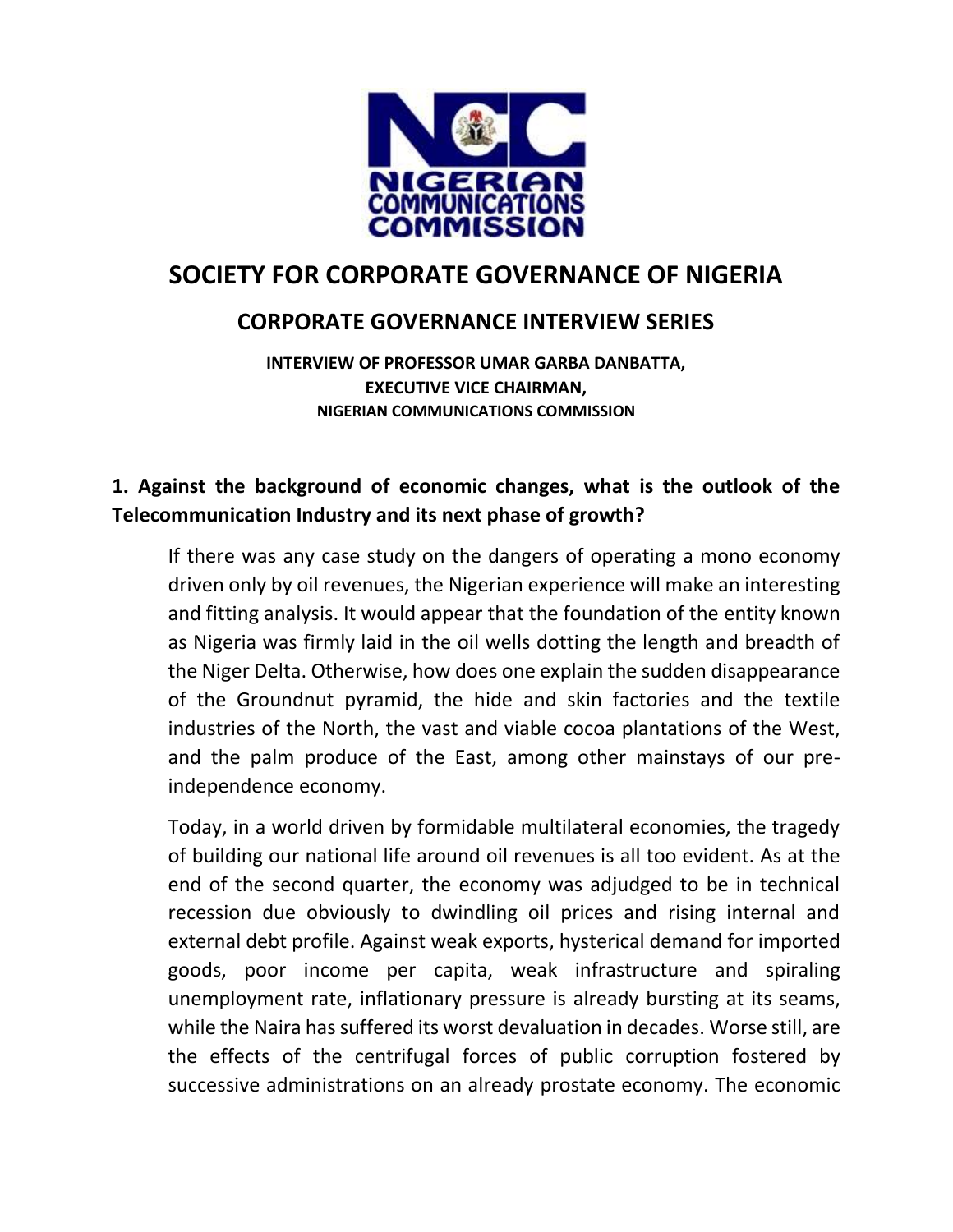# SOCIETY FOR CORPORATE GOVERNANCE OF NIGERIA

## CORPORATE GOVERNANCE INTERVIEW SERIES

**INTERVIEW OF PROFESSOR UMAR GARBA DANBATTA,**
**EXECUTIVE VICE CHAIRMAN,**
**NIGERIAN COMMUNICATIONS COMMISSION**

### 1. Against the background of economic changes, what is the outlook of the Telecommunication Industry and its next phase of growth?

If there was any case study on the dangers of operating a mono economy driven only by oil revenues, the Nigerian experience will make an interesting and fitting analysis. It would appear that the foundation of the entity known as Nigeria was firmly laid in the oil wells dotting the length and breadth of the Niger Delta. Otherwise, how does one explain the sudden disappearance of the Groundnut pyramid, the hide and skin factories and the textile industries of the North, the vast and viable cocoa plantations of the West, and the palm produce of the East, among other mainstays of our pre-independence economy.

Today, in a world driven by formidable multilateral economies, the tragedy of building our national life around oil revenues is all too evident. As at the end of the second quarter, the economy was adjudged to be in technical recession due obviously to dwindling oil prices and rising internal and external debt profile. Against weak exports, hysterical demand for imported goods, poor income per capita, weak infrastructure and spiraling unemployment rate, inflationary pressure is already bursting at its seams, while the Naira has suffered its worst devaluation in decades. Worse still, are the effects of the centrifugal forces of public corruption fostered by successive administrations on an already prostate economy. The economic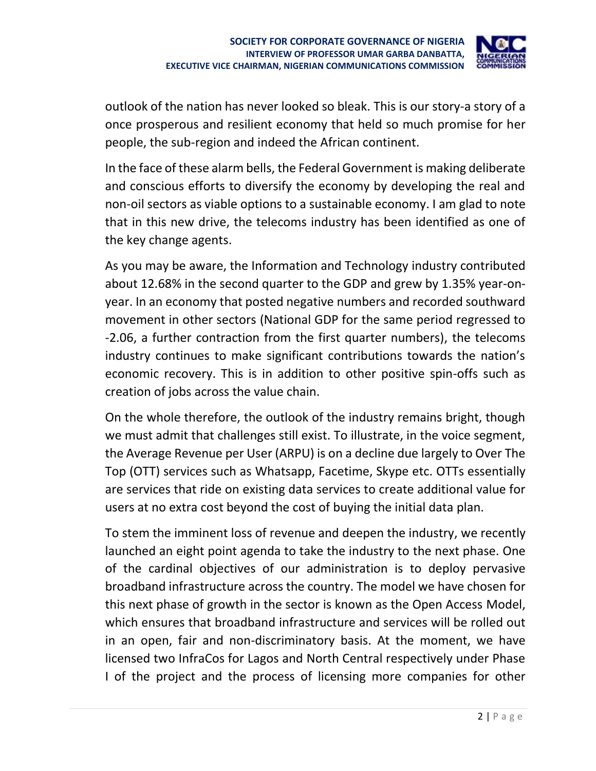outlook of the nation has never looked so bleak. This is our story-a story of a once prosperous and resilient economy that held so much promise for her people, the sub-region and indeed the African continent.

In the face of these alarm bells, the Federal Government is making deliberate and conscious efforts to diversify the economy by developing the real and non-oil sectors as viable options to a sustainable economy. I am glad to note that in this new drive, the telecoms industry has been identified as one of the key change agents.

As you may be aware, the Information and Technology industry contributed about 12.68% in the second quarter to the GDP and grew by 1.35% year-on-year. In an economy that posted negative numbers and recorded southward movement in other sectors (National GDP for the same period regressed to -2.06, a further contraction from the first quarter numbers), the telecoms industry continues to make significant contributions towards the nation's economic recovery. This is in addition to other positive spin-offs such as creation of jobs across the value chain.

On the whole therefore, the outlook of the industry remains bright, though we must admit that challenges still exist. To illustrate, in the voice segment, the Average Revenue per User (ARPU) is on a decline due largely to Over The Top (OTT) services such as Whatsapp, Facetime, Skype etc. OTTs essentially are services that ride on existing data services to create additional value for users at no extra cost beyond the cost of buying the initial data plan.

To stem the imminent loss of revenue and deepen the industry, we recently launched an eight point agenda to take the industry to the next phase. One of the cardinal objectives of our administration is to deploy pervasive broadband infrastructure across the country. The model we have chosen for this next phase of growth in the sector is known as the Open Access Model, which ensures that broadband infrastructure and services will be rolled out in an open, fair and non-discriminatory basis. At the moment, we have licensed two InfraCos for Lagos and North Central respectively under Phase I of the project and the process of licensing more companies for other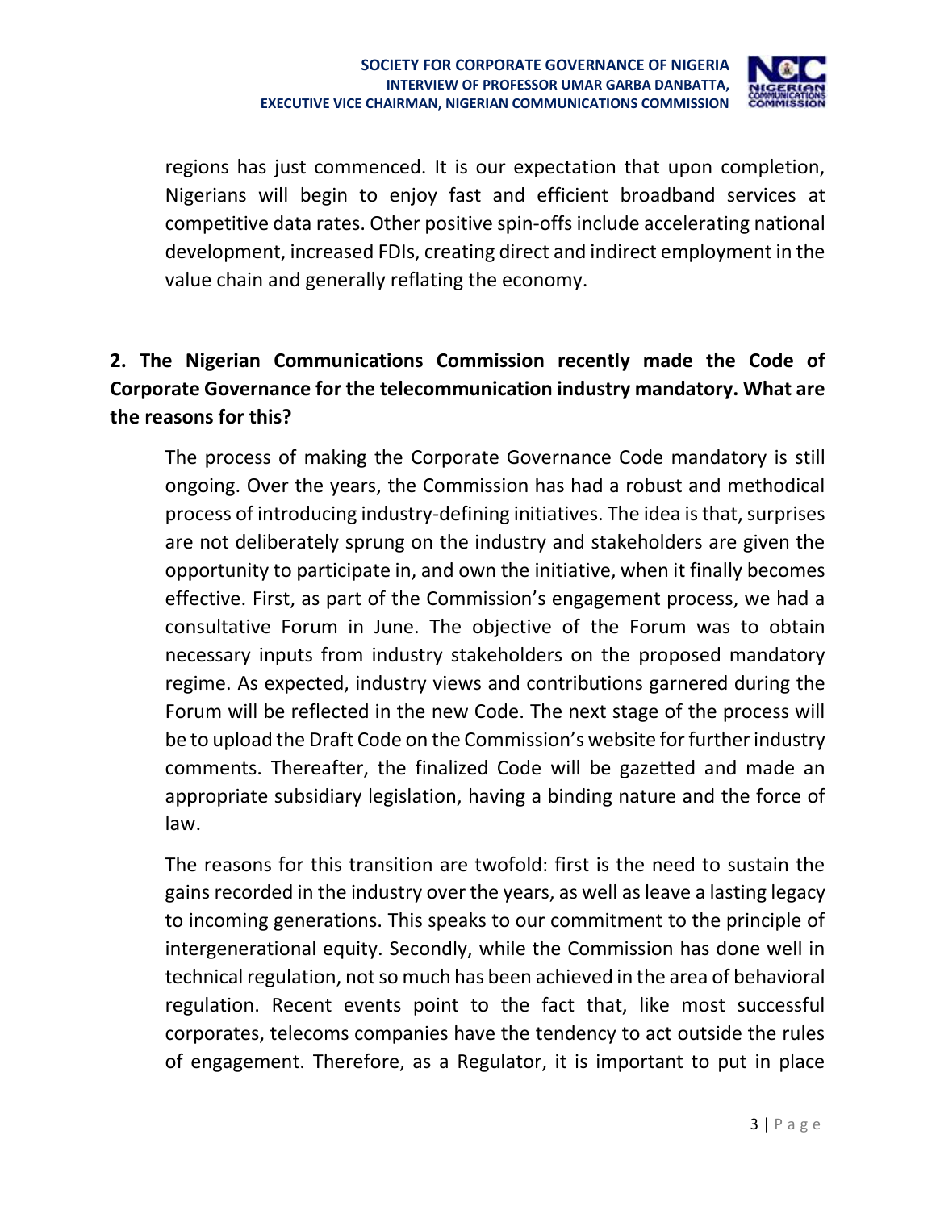regions has just commenced. It is our expectation that upon completion, Nigerians will begin to enjoy fast and efficient broadband services at competitive data rates. Other positive spin-offs include accelerating national development, increased FDIs, creating direct and indirect employment in the value chain and generally reflating the economy.

**2. The Nigerian Communications Commission recently made the Code of Corporate Governance for the telecommunication industry mandatory. What are the reasons for this?**

The process of making the Corporate Governance Code mandatory is still ongoing. Over the years, the Commission has had a robust and methodical process of introducing industry-defining initiatives. The idea is that, surprises are not deliberately sprung on the industry and stakeholders are given the opportunity to participate in, and own the initiative, when it finally becomes effective. First, as part of the Commission's engagement process, we had a consultative Forum in June. The objective of the Forum was to obtain necessary inputs from industry stakeholders on the proposed mandatory regime. As expected, industry views and contributions garnered during the Forum will be reflected in the new Code. The next stage of the process will be to upload the Draft Code on the Commission's website for further industry comments. Thereafter, the finalized Code will be gazetted and made an appropriate subsidiary legislation, having a binding nature and the force of law.

The reasons for this transition are twofold: first is the need to sustain the gains recorded in the industry over the years, as well as leave a lasting legacy to incoming generations. This speaks to our commitment to the principle of intergenerational equity. Secondly, while the Commission has done well in technical regulation, not so much has been achieved in the area of behavioral regulation. Recent events point to the fact that, like most successful corporates, telecoms companies have the tendency to act outside the rules of engagement. Therefore, as a Regulator, it is important to put in place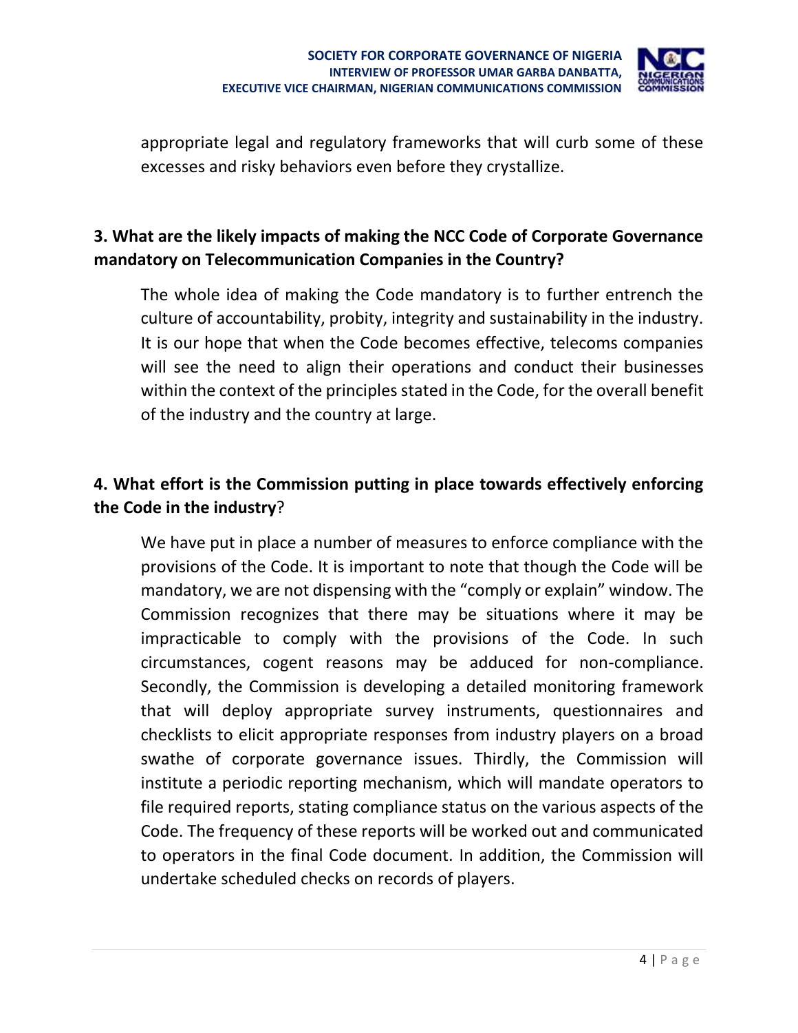appropriate legal and regulatory frameworks that will curb some of these excesses and risky behaviors even before they crystallize.

**3. What are the likely impacts of making the NCC Code of Corporate Governance mandatory on Telecommunication Companies in the Country?**

The whole idea of making the Code mandatory is to further entrench the culture of accountability, probity, integrity and sustainability in the industry. It is our hope that when the Code becomes effective, telecoms companies will see the need to align their operations and conduct their businesses within the context of the principles stated in the Code, for the overall benefit of the industry and the country at large.

**4. What effort is the Commission putting in place towards effectively enforcing the Code in the industry**?

We have put in place a number of measures to enforce compliance with the provisions of the Code. It is important to note that though the Code will be mandatory, we are not dispensing with the "comply or explain" window. The Commission recognizes that there may be situations where it may be impracticable to comply with the provisions of the Code. In such circumstances, cogent reasons may be adduced for non-compliance. Secondly, the Commission is developing a detailed monitoring framework that will deploy appropriate survey instruments, questionnaires and checklists to elicit appropriate responses from industry players on a broad swathe of corporate governance issues. Thirdly, the Commission will institute a periodic reporting mechanism, which will mandate operators to file required reports, stating compliance status on the various aspects of the Code. The frequency of these reports will be worked out and communicated to operators in the final Code document. In addition, the Commission will undertake scheduled checks on records of players.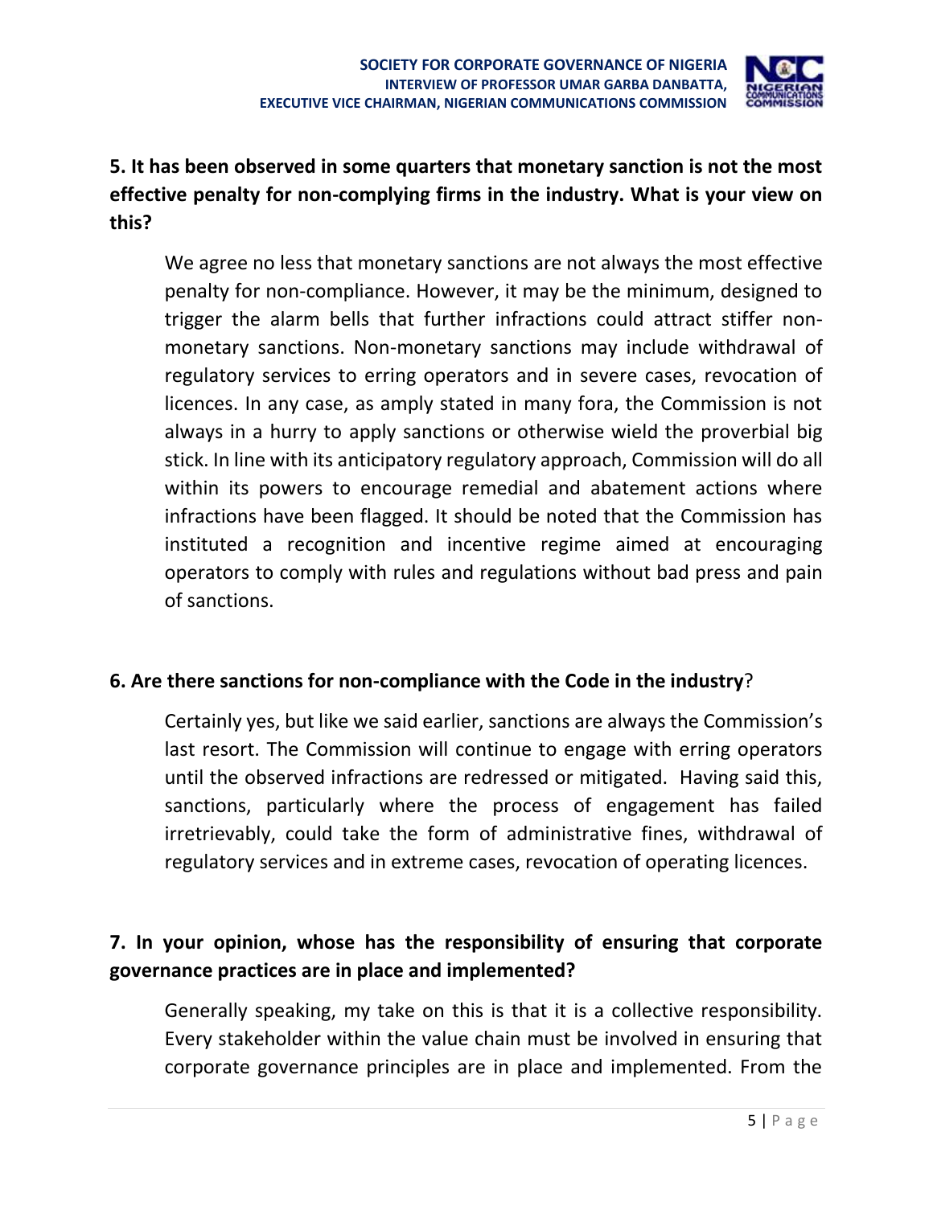**5. It has been observed in some quarters that monetary sanction is not the most effective penalty for non-complying firms in the industry. What is your view on this?**

We agree no less that monetary sanctions are not always the most effective penalty for non-compliance. However, it may be the minimum, designed to trigger the alarm bells that further infractions could attract stiffer non-monetary sanctions. Non-monetary sanctions may include withdrawal of regulatory services to erring operators and in severe cases, revocation of licences. In any case, as amply stated in many fora, the Commission is not always in a hurry to apply sanctions or otherwise wield the proverbial big stick. In line with its anticipatory regulatory approach, Commission will do all within its powers to encourage remedial and abatement actions where infractions have been flagged. It should be noted that the Commission has instituted a recognition and incentive regime aimed at encouraging operators to comply with rules and regulations without bad press and pain of sanctions.

**6. Are there sanctions for non-compliance with the Code in the industry**?

Certainly yes, but like we said earlier, sanctions are always the Commission's last resort. The Commission will continue to engage with erring operators until the observed infractions are redressed or mitigated. Having said this, sanctions, particularly where the process of engagement has failed irretrievably, could take the form of administrative fines, withdrawal of regulatory services and in extreme cases, revocation of operating licences.

**7. In your opinion, whose has the responsibility of ensuring that corporate governance practices are in place and implemented?**

Generally speaking, my take on this is that it is a collective responsibility. Every stakeholder within the value chain must be involved in ensuring that corporate governance principles are in place and implemented. From the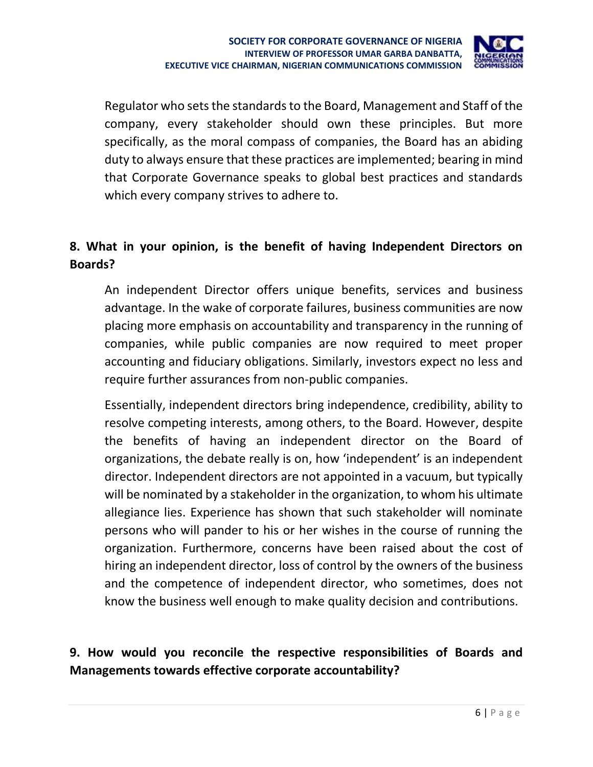Regulator who sets the standards to the Board, Management and Staff of the company, every stakeholder should own these principles. But more specifically, as the moral compass of companies, the Board has an abiding duty to always ensure that these practices are implemented; bearing in mind that Corporate Governance speaks to global best practices and standards which every company strives to adhere to.

**8. What in your opinion, is the benefit of having Independent Directors on Boards?**

An independent Director offers unique benefits, services and business advantage. In the wake of corporate failures, business communities are now placing more emphasis on accountability and transparency in the running of companies, while public companies are now required to meet proper accounting and fiduciary obligations. Similarly, investors expect no less and require further assurances from non-public companies.

Essentially, independent directors bring independence, credibility, ability to resolve competing interests, among others, to the Board. However, despite the benefits of having an independent director on the Board of organizations, the debate really is on, how 'independent' is an independent director. Independent directors are not appointed in a vacuum, but typically will be nominated by a stakeholder in the organization, to whom his ultimate allegiance lies. Experience has shown that such stakeholder will nominate persons who will pander to his or her wishes in the course of running the organization. Furthermore, concerns have been raised about the cost of hiring an independent director, loss of control by the owners of the business and the competence of independent director, who sometimes, does not know the business well enough to make quality decision and contributions.

**9. How would you reconcile the respective responsibilities of Boards and Managements towards effective corporate accountability?**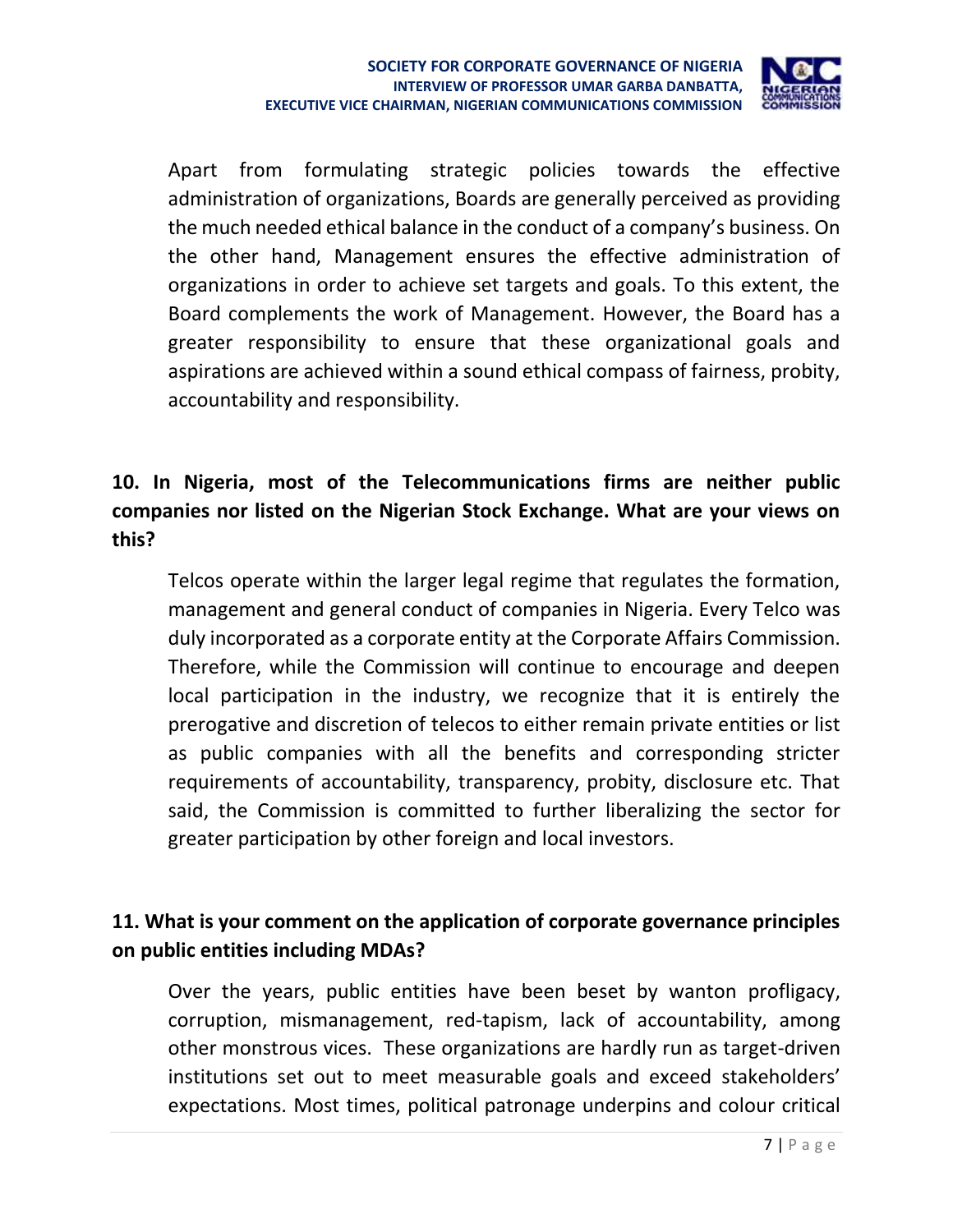Apart from formulating strategic policies towards the effective administration of organizations, Boards are generally perceived as providing the much needed ethical balance in the conduct of a company's business. On the other hand, Management ensures the effective administration of organizations in order to achieve set targets and goals. To this extent, the Board complements the work of Management. However, the Board has a greater responsibility to ensure that these organizational goals and aspirations are achieved within a sound ethical compass of fairness, probity, accountability and responsibility.

**10. In Nigeria, most of the Telecommunications firms are neither public companies nor listed on the Nigerian Stock Exchange. What are your views on this?**

Telcos operate within the larger legal regime that regulates the formation, management and general conduct of companies in Nigeria. Every Telco was duly incorporated as a corporate entity at the Corporate Affairs Commission. Therefore, while the Commission will continue to encourage and deepen local participation in the industry, we recognize that it is entirely the prerogative and discretion of telecos to either remain private entities or list as public companies with all the benefits and corresponding stricter requirements of accountability, transparency, probity, disclosure etc. That said, the Commission is committed to further liberalizing the sector for greater participation by other foreign and local investors.

**11. What is your comment on the application of corporate governance principles on public entities including MDAs?**

Over the years, public entities have been beset by wanton profligacy, corruption, mismanagement, red-tapism, lack of accountability, among other monstrous vices. These organizations are hardly run as target-driven institutions set out to meet measurable goals and exceed stakeholders' expectations. Most times, political patronage underpins and colour critical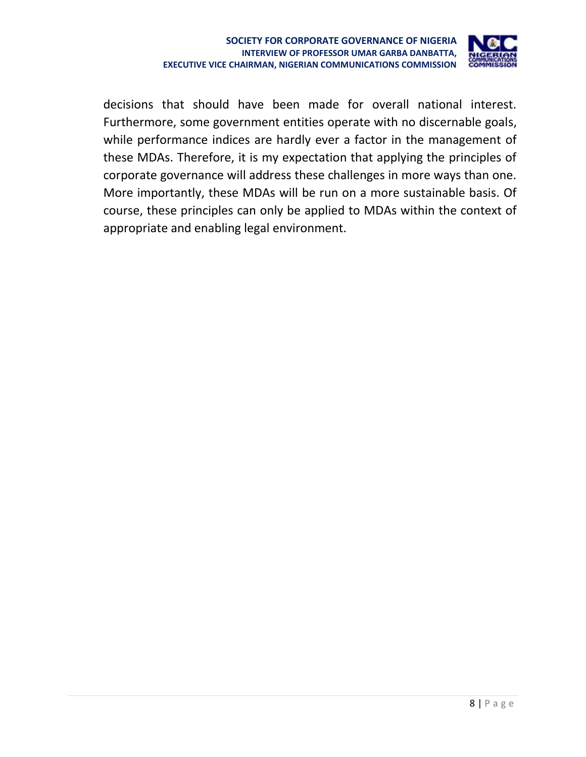decisions that should have been made for overall national interest. Furthermore, some government entities operate with no discernable goals, while performance indices are hardly ever a factor in the management of these MDAs. Therefore, it is my expectation that applying the principles of corporate governance will address these challenges in more ways than one. More importantly, these MDAs will be run on a more sustainable basis. Of course, these principles can only be applied to MDAs within the context of appropriate and enabling legal environment.